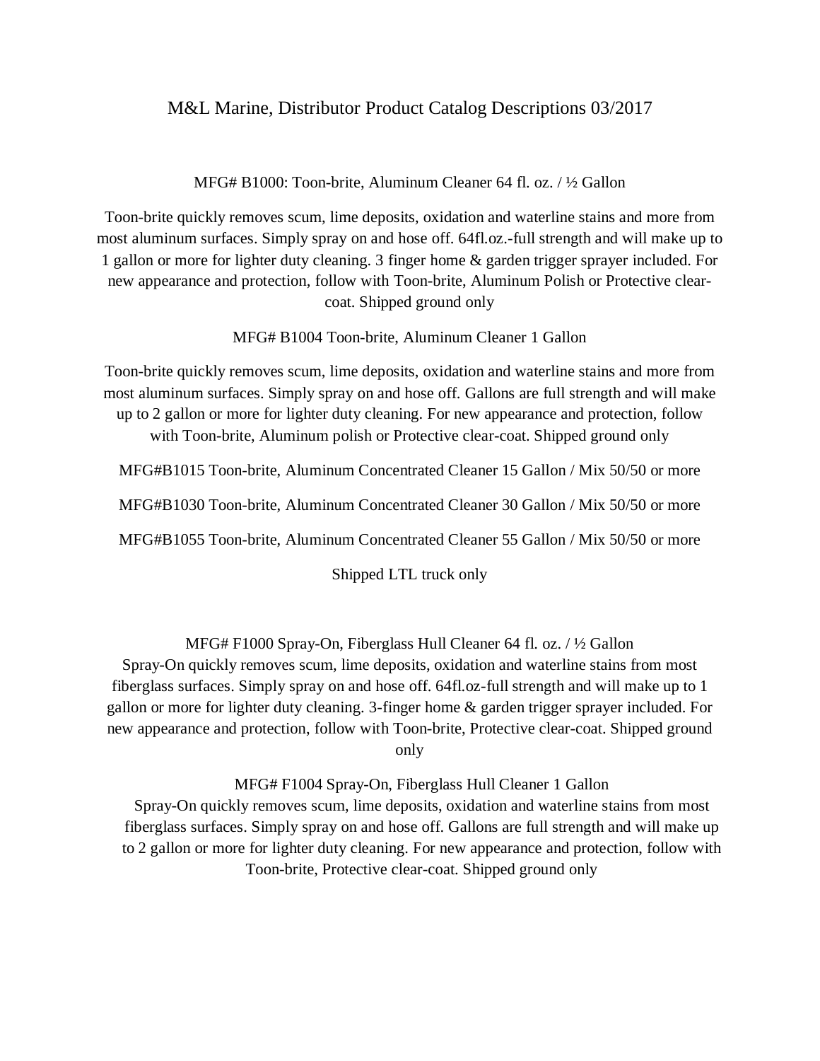# M&L Marine, Distributor Product Catalog Descriptions 03/2017

## MFG# B1000: Toon-brite, Aluminum Cleaner 64 fl. oz. / ½ Gallon

Toon-brite quickly removes scum, lime deposits, oxidation and waterline stains and more from most aluminum surfaces. Simply spray on and hose off. 64fl.oz.-full strength and will make up to 1 gallon or more for lighter duty cleaning. 3 finger home & garden trigger sprayer included. For new appearance and protection, follow with Toon-brite, Aluminum Polish or Protective clear-coat. Shipped ground only

## MFG# B1004 Toon-brite, Aluminum Cleaner 1 Gallon

Toon-brite quickly removes scum, lime deposits, oxidation and waterline stains and more from most aluminum surfaces. Simply spray on and hose off. Gallons are full strength and will make up to 2 gallon or more for lighter duty cleaning. For new appearance and protection, follow with Toon-brite, Aluminum polish or Protective clear-coat. Shipped ground only

MFG#B1015 Toon-brite, Aluminum Concentrated Cleaner 15 Gallon / Mix 50/50 or more

MFG#B1030 Toon-brite, Aluminum Concentrated Cleaner 30 Gallon / Mix 50/50 or more

MFG#B1055 Toon-brite, Aluminum Concentrated Cleaner 55 Gallon / Mix 50/50 or more

Shipped LTL truck only

## MFG# F1000 Spray-On, Fiberglass Hull Cleaner 64 fl. oz. / ½ Gallon

Spray-On quickly removes scum, lime deposits, oxidation and waterline stains from most fiberglass surfaces. Simply spray on and hose off. 64fl.oz-full strength and will make up to 1 gallon or more for lighter duty cleaning. 3-finger home & garden trigger sprayer included. For new appearance and protection, follow with Toon-brite, Protective clear-coat. Shipped ground only

## MFG# F1004 Spray-On, Fiberglass Hull Cleaner 1 Gallon

Spray-On quickly removes scum, lime deposits, oxidation and waterline stains from most fiberglass surfaces. Simply spray on and hose off. Gallons are full strength and will make up to 2 gallon or more for lighter duty cleaning. For new appearance and protection, follow with Toon-brite, Protective clear-coat. Shipped ground only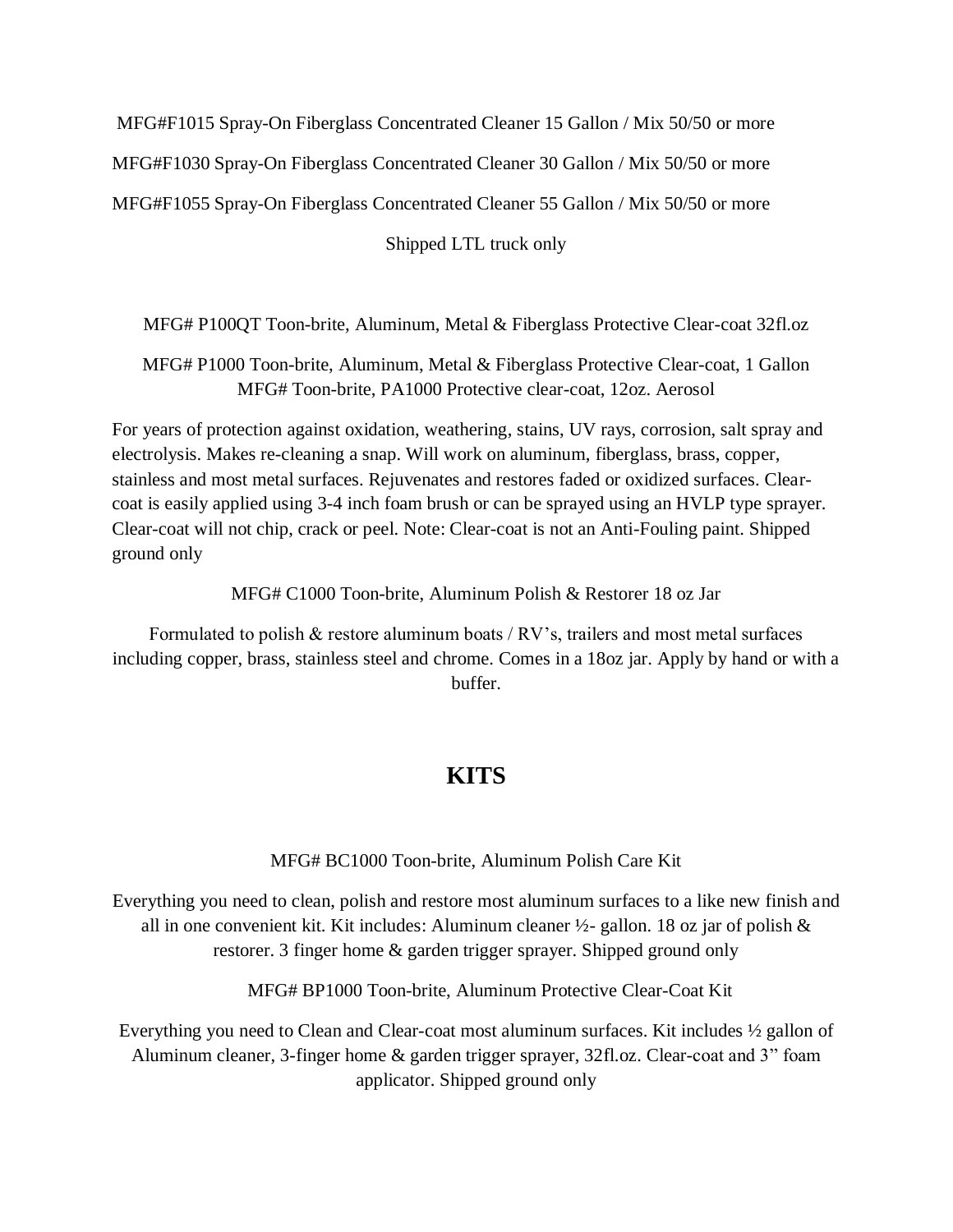MFG#F1015 Spray-On Fiberglass Concentrated Cleaner 15 Gallon / Mix 50/50 or more

MFG#F1030 Spray-On Fiberglass Concentrated Cleaner 30 Gallon / Mix 50/50 or more

MFG#F1055 Spray-On Fiberglass Concentrated Cleaner 55 Gallon / Mix 50/50 or more

Shipped LTL truck only

MFG# P100QT Toon-brite, Aluminum, Metal & Fiberglass Protective Clear-coat 32fl.oz

MFG# P1000 Toon-brite, Aluminum, Metal & Fiberglass Protective Clear-coat, 1 Gallon
MFG# Toon-brite, PA1000 Protective clear-coat, 12oz. Aerosol

For years of protection against oxidation, weathering, stains, UV rays, corrosion, salt spray and electrolysis. Makes re-cleaning a snap. Will work on aluminum, fiberglass, brass, copper, stainless and most metal surfaces. Rejuvenates and restores faded or oxidized surfaces. Clear-coat is easily applied using 3-4 inch foam brush or can be sprayed using an HVLP type sprayer. Clear-coat will not chip, crack or peel. Note: Clear-coat is not an Anti-Fouling paint. Shipped ground only

MFG# C1000 Toon-brite, Aluminum Polish & Restorer 18 oz Jar

Formulated to polish & restore aluminum boats / RV's, trailers and most metal surfaces including copper, brass, stainless steel and chrome. Comes in a 18oz jar. Apply by hand or with a buffer.

## KITS

MFG# BC1000 Toon-brite, Aluminum Polish Care Kit

Everything you need to clean, polish and restore most aluminum surfaces to a like new finish and all in one convenient kit. Kit includes: Aluminum cleaner ½- gallon. 18 oz jar of polish & restorer. 3 finger home & garden trigger sprayer. Shipped ground only

MFG# BP1000 Toon-brite, Aluminum Protective Clear-Coat Kit

Everything you need to Clean and Clear-coat most aluminum surfaces. Kit includes ½ gallon of Aluminum cleaner, 3-finger home & garden trigger sprayer, 32fl.oz. Clear-coat and 3" foam applicator. Shipped ground only